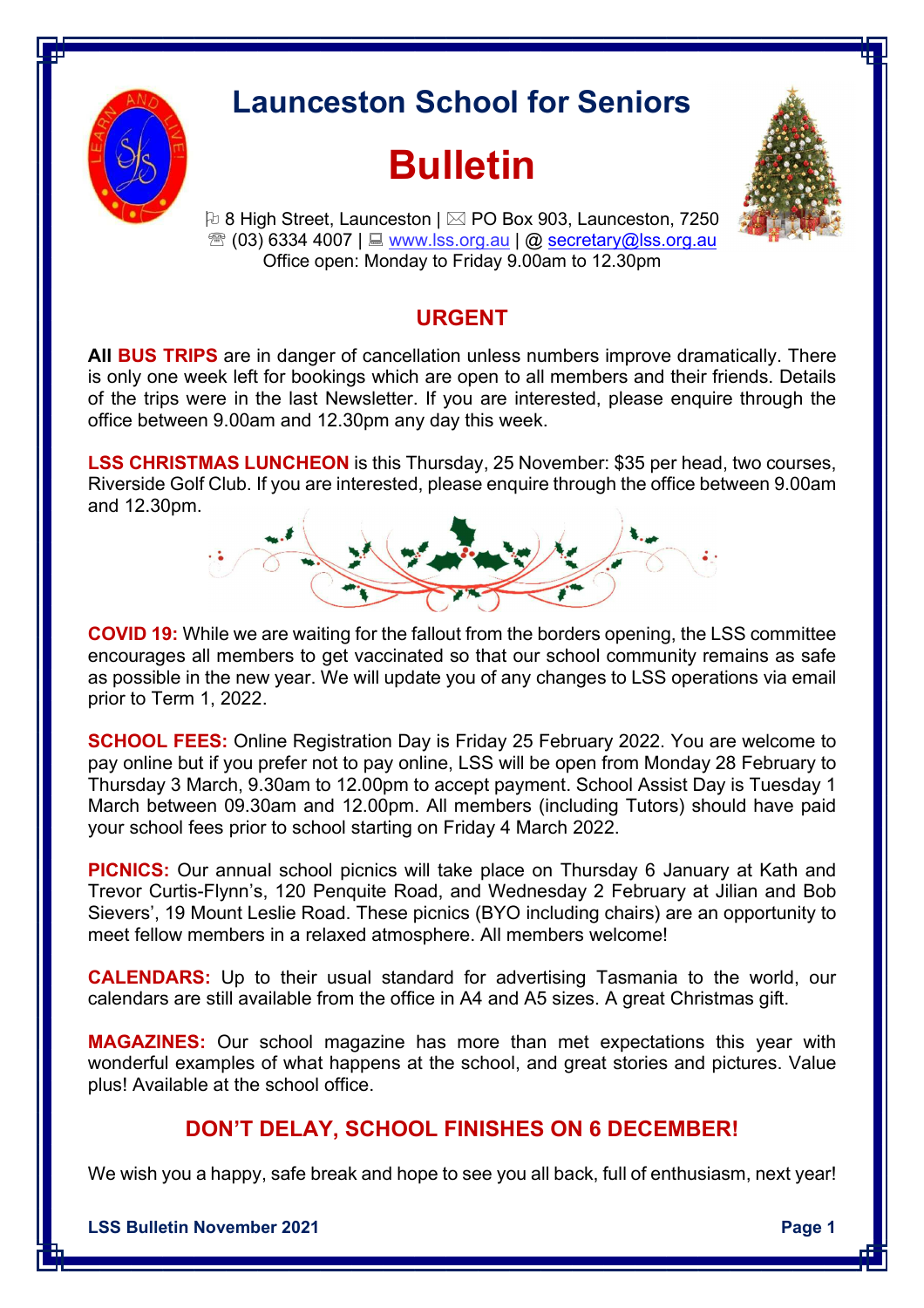# Launceston School for Seniors

# Bulletin

8 High Street, Launceston | PO Box 903, Launceston, 7250
(03) 6334 4007 | www.lss.org.au | @ secretary@lss.org.au
Office open: Monday to Friday 9.00am to 12.30pm

## URGENT

**All BUS TRIPS** are in danger of cancellation unless numbers improve dramatically. There is only one week left for bookings which are open to all members and their friends. Details of the trips were in the last Newsletter. If you are interested, please enquire through the office between 9.00am and 12.30pm any day this week.

**LSS CHRISTMAS LUNCHEON** is this Thursday, 25 November: $35 per head, two courses, Riverside Golf Club. If you are interested, please enquire through the office between 9.00am and 12.30pm.

**COVID 19:** While we are waiting for the fallout from the borders opening, the LSS committee encourages all members to get vaccinated so that our school community remains as safe as possible in the new year. We will update you of any changes to LSS operations via email prior to Term 1, 2022.

**SCHOOL FEES:** Online Registration Day is Friday 25 February 2022. You are welcome to pay online but if you prefer not to pay online, LSS will be open from Monday 28 February to Thursday 3 March, 9.30am to 12.00pm to accept payment. School Assist Day is Tuesday 1 March between 09.30am and 12.00pm. All members (including Tutors) should have paid your school fees prior to school starting on Friday 4 March 2022.

**PICNICS:** Our annual school picnics will take place on Thursday 6 January at Kath and Trevor Curtis-Flynn's, 120 Penquite Road, and Wednesday 2 February at Jilian and Bob Sievers', 19 Mount Leslie Road. These picnics (BYO including chairs) are an opportunity to meet fellow members in a relaxed atmosphere. All members welcome!

**CALENDARS:** Up to their usual standard for advertising Tasmania to the world, our calendars are still available from the office in A4 and A5 sizes. A great Christmas gift.

**MAGAZINES:** Our school magazine has more than met expectations this year with wonderful examples of what happens at the school, and great stories and pictures. Value plus! Available at the school office.

## DON'T DELAY, SCHOOL FINISHES ON 6 DECEMBER!

We wish you a happy, safe break and hope to see you all back, full of enthusiasm, next year!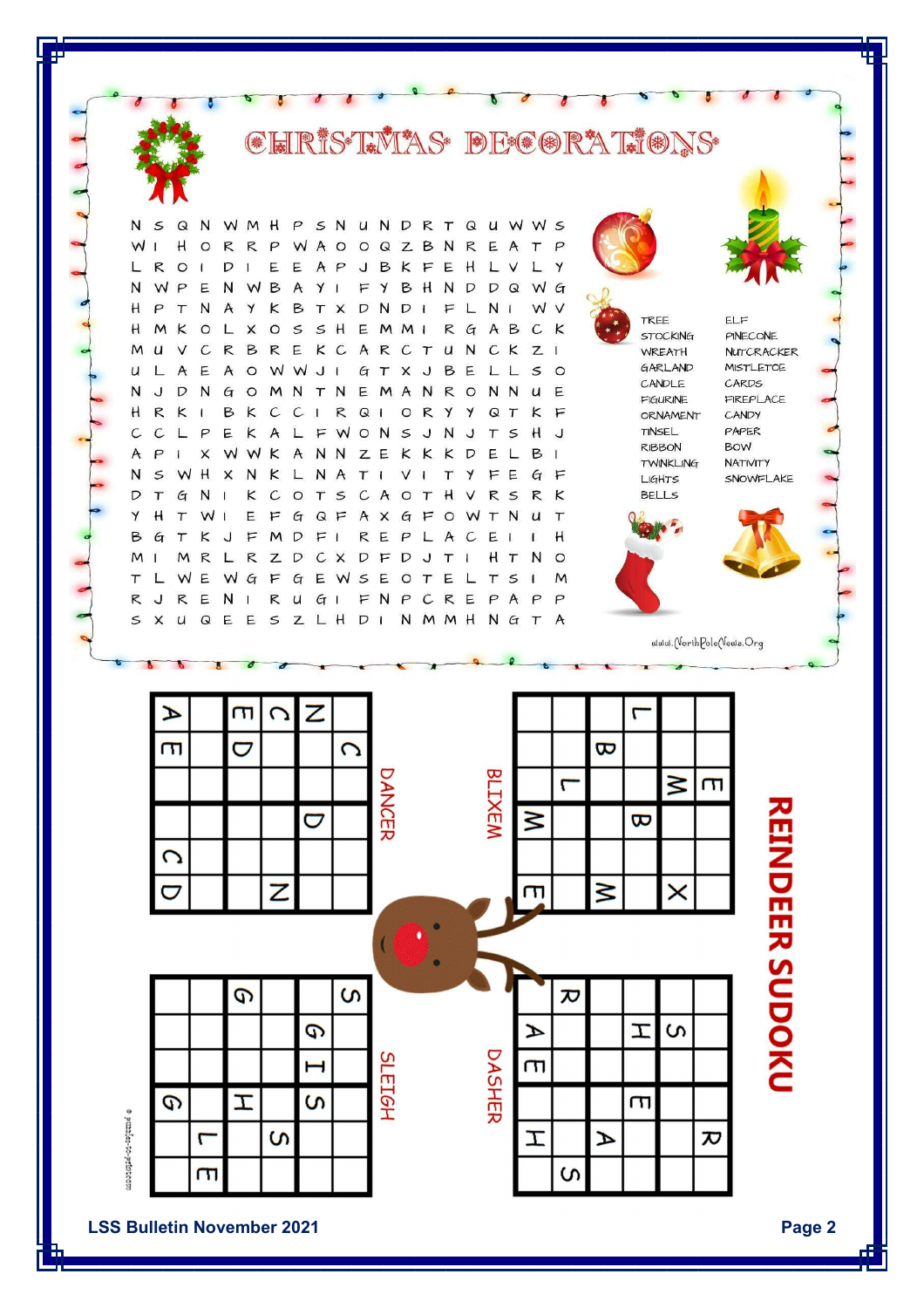# CHRISTMAS DECORATIONS

```
N S Q N W M H P S N U N D R T Q U W W S
W I H O R R P W A O O Q Z B N R E A T P
L R O I D I E E A P J B K F E H L V L Y
N W P E N W B A Y I F Y B H N D D Q W G
H P T N A Y K B T X D N D I F L N I W V
H M K O L X O S S H E M M I R G A B C K
M U V C R B R E K C A R C T U N C K Z I
U L A E A O W W J I G T X J B E L L S O
N J D N G O M N T N E M A N R O N N U E
H R K I B K C C I R Q I O R Y Y Q T K F
C C L P E K A L F W O N S J N J T S H J
A P I X W W K A N N Z E K K K D E L B I
N S W H X N K L N A T I V I T Y F E G F
D T G N I K C O T S C A O T H V R S R K
Y H T W I E F G Q F A X G F O W T N U T
B G T K J F M D F I R E P L A C E I I H
M I M R L R Z D C X D F D J T I H T N O
T L W E W G F G E W S E O T E L T S I M
R J R E N I R U G I F N P C R E P A P P
S X U Q E E S Z L H D I N M M H N G T A
```

| | |
|---|---|
| TREE | ELF |
| STOCKING | PINECONE |
| WREATH | NUTCRACKER |
| GARLAND | MISTLETOE |
| CANDLE | CARDS |
| FIGURINE | FIREPLACE |
| ORNAMENT | CANDY |
| TINSEL | PAPER |
| RIBBON | BOW |
| TWINKLING | NATIVITY |
| LIGHTS | SNOWFLAKE |
| BELLS | |

www.NorthPoleNews.Org

# REINDEER SUDOKU

**DANCER**

| | | | | | |
|---|---|---|---|---|---|
| | C | | | | |
| N | | | | | |
| C | | | D | | N |
| E | D | | | | |
| | | | | | |
| A | E | | | C | D |

**BLIXEM**

| | | | | | |
|---|---|---|---|---|---|
| | | E | | | |
| | | M | | | X |
| L | | | B | | |
| | B | | | | M |
| | | L | | | |
| | | | M | | E |

**SLEIGH**

| | | | | | |
|---|---|---|---|---|---|
| S | | | | | |
| | G | H | S | | |
| | | | | S | |
| G | | | H | | |
| | | | | L | E |
| | | | G | | |

**DASHER**

| | | | | | |
|---|---|---|---|---|---|
| | | | | R | |
| | S | | | | |
| | H | | E | | |
| | | | | A | |
| | | | | | S |
| R | A | E | | H | |

© puzzles-to-print.com

LSS Bulletin November 2021